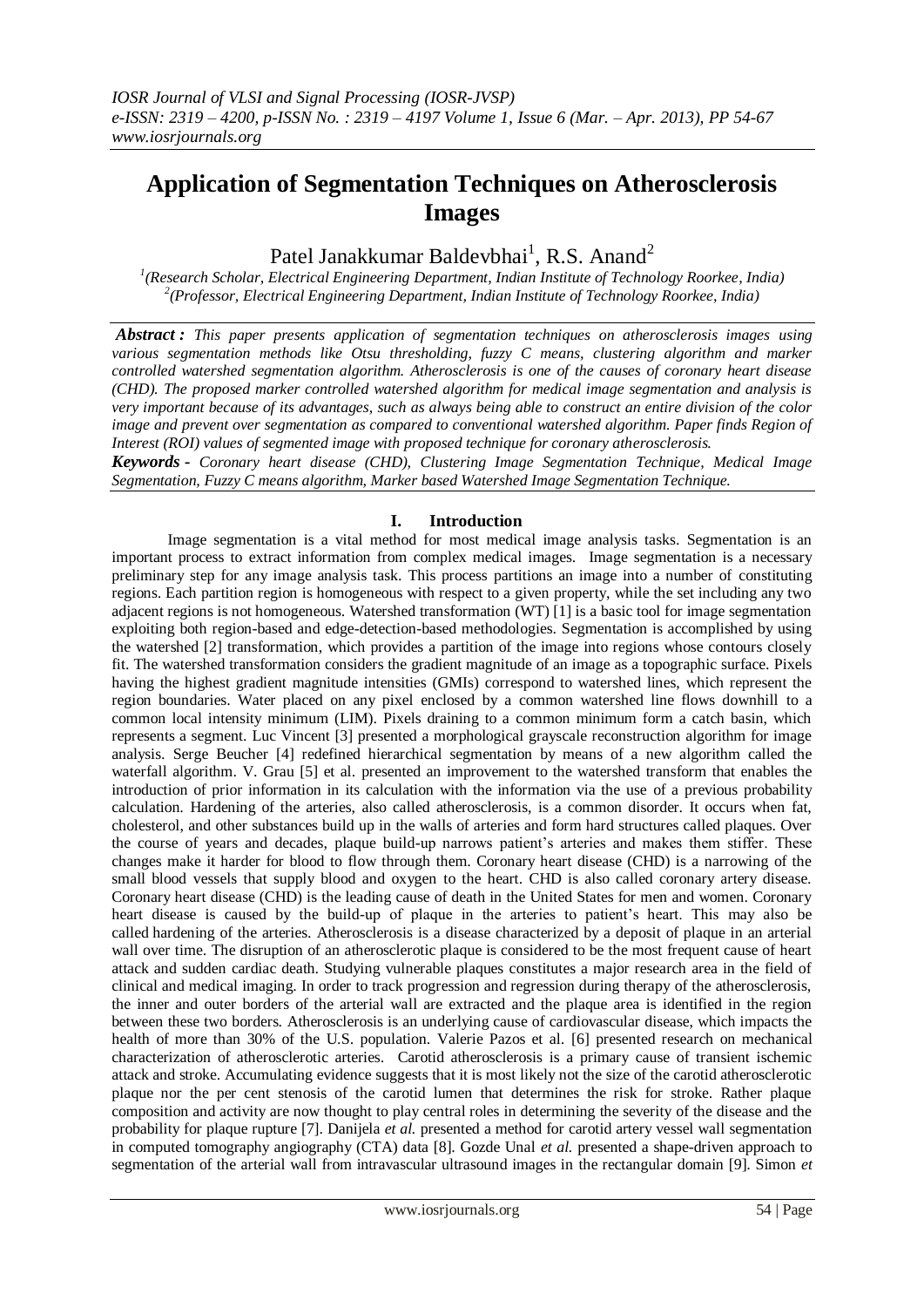# Application of Segmentation Techniques on Atherosclerosis Images

Patel Janakkumar Baldevbhai[1], R.S. Anand[2]

[1](Research Scholar, Electrical Engineering Department, Indian Institute of Technology Roorkee, India)
[2](Professor, Electrical Engineering Department, Indian Institute of Technology Roorkee, India)

***Abstract :*** *This paper presents application of segmentation techniques on atherosclerosis images using various segmentation methods like Otsu thresholding, fuzzy C means, clustering algorithm and marker controlled watershed segmentation algorithm. Atherosclerosis is one of the causes of coronary heart disease (CHD). The proposed marker controlled watershed algorithm for medical image segmentation and analysis is very important because of its advantages, such as always being able to construct an entire division of the color image and prevent over segmentation as compared to conventional watershed algorithm. Paper finds Region of Interest (ROI) values of segmented image with proposed technique for coronary atherosclerosis.*

***Keywords -*** *Coronary heart disease (CHD), Clustering Image Segmentation Technique, Medical Image Segmentation, Fuzzy C means algorithm, Marker based Watershed Image Segmentation Technique.*

## I. Introduction

Image segmentation is a vital method for most medical image analysis tasks. Segmentation is an important process to extract information from complex medical images. Image segmentation is a necessary preliminary step for any image analysis task. This process partitions an image into a number of constituting regions. Each partition region is homogeneous with respect to a given property, while the set including any two adjacent regions is not homogeneous. Watershed transformation (WT) [1] is a basic tool for image segmentation exploiting both region-based and edge-detection-based methodologies. Segmentation is accomplished by using the watershed [2] transformation, which provides a partition of the image into regions whose contours closely fit. The watershed transformation considers the gradient magnitude of an image as a topographic surface. Pixels having the highest gradient magnitude intensities (GMIs) correspond to watershed lines, which represent the region boundaries. Water placed on any pixel enclosed by a common watershed line flows downhill to a common local intensity minimum (LIM). Pixels draining to a common minimum form a catch basin, which represents a segment. Luc Vincent [3] presented a morphological grayscale reconstruction algorithm for image analysis. Serge Beucher [4] redefined hierarchical segmentation by means of a new algorithm called the waterfall algorithm. V. Grau [5] et al. presented an improvement to the watershed transform that enables the introduction of prior information in its calculation with the information via the use of a previous probability calculation. Hardening of the arteries, also called atherosclerosis, is a common disorder. It occurs when fat, cholesterol, and other substances build up in the walls of arteries and form hard structures called plaques. Over the course of years and decades, plaque build-up narrows patient's arteries and makes them stiffer. These changes make it harder for blood to flow through them. Coronary heart disease (CHD) is a narrowing of the small blood vessels that supply blood and oxygen to the heart. CHD is also called coronary artery disease. Coronary heart disease (CHD) is the leading cause of death in the United States for men and women. Coronary heart disease is caused by the build-up of plaque in the arteries to patient's heart. This may also be called hardening of the arteries. Atherosclerosis is a disease characterized by a deposit of plaque in an arterial wall over time. The disruption of an atherosclerotic plaque is considered to be the most frequent cause of heart attack and sudden cardiac death. Studying vulnerable plaques constitutes a major research area in the field of clinical and medical imaging. In order to track progression and regression during therapy of the atherosclerosis, the inner and outer borders of the arterial wall are extracted and the plaque area is identified in the region between these two borders. Atherosclerosis is an underlying cause of cardiovascular disease, which impacts the health of more than 30% of the U.S. population. Valerie Pazos et al. [6] presented research on mechanical characterization of atherosclerotic arteries. Carotid atherosclerosis is a primary cause of transient ischemic attack and stroke. Accumulating evidence suggests that it is most likely not the size of the carotid atherosclerotic plaque nor the per cent stenosis of the carotid lumen that determines the risk for stroke. Rather plaque composition and activity are now thought to play central roles in determining the severity of the disease and the probability for plaque rupture [7]. Danijela *et al.* presented a method for carotid artery vessel wall segmentation in computed tomography angiography (CTA) data [8]. Gozde Unal *et al.* presented a shape-driven approach to segmentation of the arterial wall from intravascular ultrasound images in the rectangular domain [9]. Simon *et*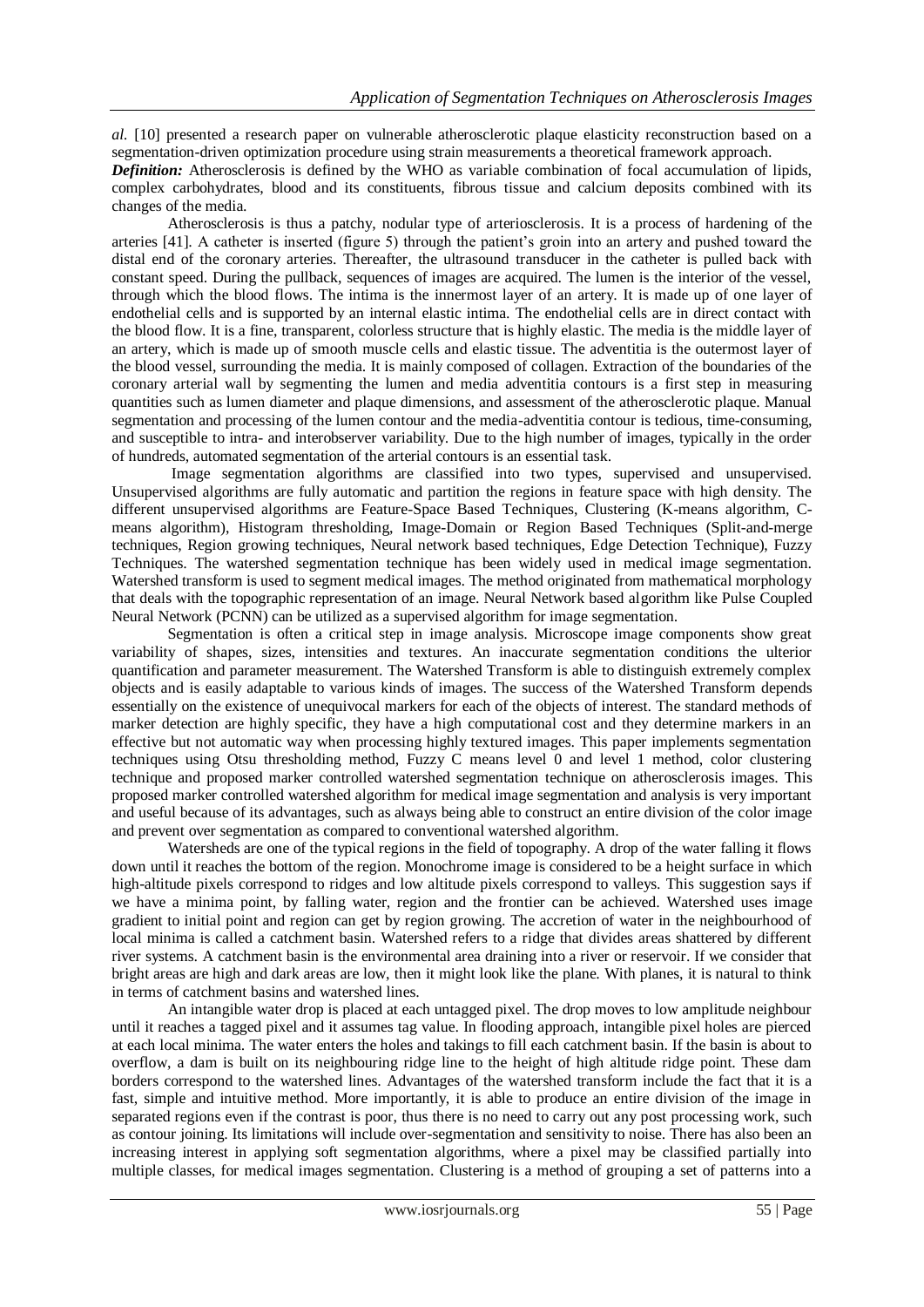*al.* [10] presented a research paper on vulnerable atherosclerotic plaque elasticity reconstruction based on a segmentation-driven optimization procedure using strain measurements a theoretical framework approach.

***Definition:*** Atherosclerosis is defined by the WHO as variable combination of focal accumulation of lipids, complex carbohydrates, blood and its constituents, fibrous tissue and calcium deposits combined with its changes of the media.

Atherosclerosis is thus a patchy, nodular type of arteriosclerosis. It is a process of hardening of the arteries [41]. A catheter is inserted (figure 5) through the patient's groin into an artery and pushed toward the distal end of the coronary arteries. Thereafter, the ultrasound transducer in the catheter is pulled back with constant speed. During the pullback, sequences of images are acquired. The lumen is the interior of the vessel, through which the blood flows. The intima is the innermost layer of an artery. It is made up of one layer of endothelial cells and is supported by an internal elastic intima. The endothelial cells are in direct contact with the blood flow. It is a fine, transparent, colorless structure that is highly elastic. The media is the middle layer of an artery, which is made up of smooth muscle cells and elastic tissue. The adventitia is the outermost layer of the blood vessel, surrounding the media. It is mainly composed of collagen. Extraction of the boundaries of the coronary arterial wall by segmenting the lumen and media adventitia contours is a first step in measuring quantities such as lumen diameter and plaque dimensions, and assessment of the atherosclerotic plaque. Manual segmentation and processing of the lumen contour and the media-adventitia contour is tedious, time-consuming, and susceptible to intra- and interobserver variability. Due to the high number of images, typically in the order of hundreds, automated segmentation of the arterial contours is an essential task.

Image segmentation algorithms are classified into two types, supervised and unsupervised. Unsupervised algorithms are fully automatic and partition the regions in feature space with high density. The different unsupervised algorithms are Feature-Space Based Techniques, Clustering (K-means algorithm, C-means algorithm), Histogram thresholding, Image-Domain or Region Based Techniques (Split-and-merge techniques, Region growing techniques, Neural network based techniques, Edge Detection Technique), Fuzzy Techniques. The watershed segmentation technique has been widely used in medical image segmentation. Watershed transform is used to segment medical images. The method originated from mathematical morphology that deals with the topographic representation of an image. Neural Network based algorithm like Pulse Coupled Neural Network (PCNN) can be utilized as a supervised algorithm for image segmentation.

Segmentation is often a critical step in image analysis. Microscope image components show great variability of shapes, sizes, intensities and textures. An inaccurate segmentation conditions the ulterior quantification and parameter measurement. The Watershed Transform is able to distinguish extremely complex objects and is easily adaptable to various kinds of images. The success of the Watershed Transform depends essentially on the existence of unequivocal markers for each of the objects of interest. The standard methods of marker detection are highly specific, they have a high computational cost and they determine markers in an effective but not automatic way when processing highly textured images. This paper implements segmentation techniques using Otsu thresholding method, Fuzzy C means level 0 and level 1 method, color clustering technique and proposed marker controlled watershed segmentation technique on atherosclerosis images. This proposed marker controlled watershed algorithm for medical image segmentation and analysis is very important and useful because of its advantages, such as always being able to construct an entire division of the color image and prevent over segmentation as compared to conventional watershed algorithm.

Watersheds are one of the typical regions in the field of topography. A drop of the water falling it flows down until it reaches the bottom of the region. Monochrome image is considered to be a height surface in which high-altitude pixels correspond to ridges and low altitude pixels correspond to valleys. This suggestion says if we have a minima point, by falling water, region and the frontier can be achieved. Watershed uses image gradient to initial point and region can get by region growing. The accretion of water in the neighbourhood of local minima is called a catchment basin. Watershed refers to a ridge that divides areas shattered by different river systems. A catchment basin is the environmental area draining into a river or reservoir. If we consider that bright areas are high and dark areas are low, then it might look like the plane. With planes, it is natural to think in terms of catchment basins and watershed lines.

An intangible water drop is placed at each untagged pixel. The drop moves to low amplitude neighbour until it reaches a tagged pixel and it assumes tag value. In flooding approach, intangible pixel holes are pierced at each local minima. The water enters the holes and takings to fill each catchment basin. If the basin is about to overflow, a dam is built on its neighbouring ridge line to the height of high altitude ridge point. These dam borders correspond to the watershed lines. Advantages of the watershed transform include the fact that it is a fast, simple and intuitive method. More importantly, it is able to produce an entire division of the image in separated regions even if the contrast is poor, thus there is no need to carry out any post processing work, such as contour joining. Its limitations will include over-segmentation and sensitivity to noise. There has also been an increasing interest in applying soft segmentation algorithms, where a pixel may be classified partially into multiple classes, for medical images segmentation. Clustering is a method of grouping a set of patterns into a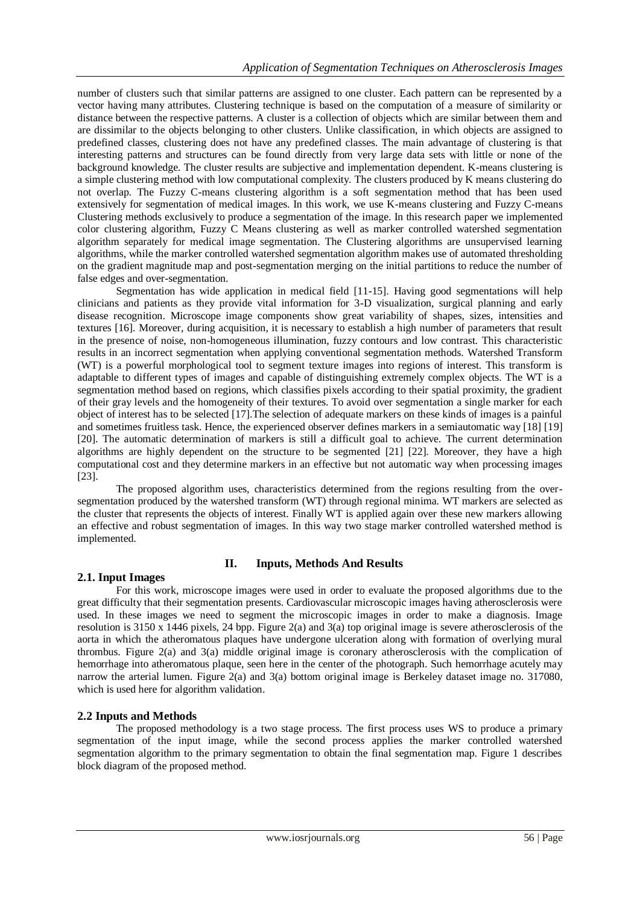number of clusters such that similar patterns are assigned to one cluster. Each pattern can be represented by a vector having many attributes. Clustering technique is based on the computation of a measure of similarity or distance between the respective patterns. A cluster is a collection of objects which are similar between them and are dissimilar to the objects belonging to other clusters. Unlike classification, in which objects are assigned to predefined classes, clustering does not have any predefined classes. The main advantage of clustering is that interesting patterns and structures can be found directly from very large data sets with little or none of the background knowledge. The cluster results are subjective and implementation dependent. K-means clustering is a simple clustering method with low computational complexity. The clusters produced by K means clustering do not overlap. The Fuzzy C-means clustering algorithm is a soft segmentation method that has been used extensively for segmentation of medical images. In this work, we use K-means clustering and Fuzzy C-means Clustering methods exclusively to produce a segmentation of the image. In this research paper we implemented color clustering algorithm, Fuzzy C Means clustering as well as marker controlled watershed segmentation algorithm separately for medical image segmentation. The Clustering algorithms are unsupervised learning algorithms, while the marker controlled watershed segmentation algorithm makes use of automated thresholding on the gradient magnitude map and post-segmentation merging on the initial partitions to reduce the number of false edges and over-segmentation.

Segmentation has wide application in medical field [11-15]. Having good segmentations will help clinicians and patients as they provide vital information for 3-D visualization, surgical planning and early disease recognition. Microscope image components show great variability of shapes, sizes, intensities and textures [16]. Moreover, during acquisition, it is necessary to establish a high number of parameters that result in the presence of noise, non-homogeneous illumination, fuzzy contours and low contrast. This characteristic results in an incorrect segmentation when applying conventional segmentation methods. Watershed Transform (WT) is a powerful morphological tool to segment texture images into regions of interest. This transform is adaptable to different types of images and capable of distinguishing extremely complex objects. The WT is a segmentation method based on regions, which classifies pixels according to their spatial proximity, the gradient of their gray levels and the homogeneity of their textures. To avoid over segmentation a single marker for each object of interest has to be selected [17].The selection of adequate markers on these kinds of images is a painful and sometimes fruitless task. Hence, the experienced observer defines markers in a semiautomatic way [18] [19] [20]. The automatic determination of markers is still a difficult goal to achieve. The current determination algorithms are highly dependent on the structure to be segmented [21] [22]. Moreover, they have a high computational cost and they determine markers in an effective but not automatic way when processing images [23].

The proposed algorithm uses, characteristics determined from the regions resulting from the over-segmentation produced by the watershed transform (WT) through regional minima. WT markers are selected as the cluster that represents the objects of interest. Finally WT is applied again over these new markers allowing an effective and robust segmentation of images. In this way two stage marker controlled watershed method is implemented.

## II. Inputs, Methods And Results

### 2.1. Input Images

For this work, microscope images were used in order to evaluate the proposed algorithms due to the great difficulty that their segmentation presents. Cardiovascular microscopic images having atherosclerosis were used. In these images we need to segment the microscopic images in order to make a diagnosis. Image resolution is 3150 x 1446 pixels, 24 bpp. Figure 2(a) and 3(a) top original image is severe atherosclerosis of the aorta in which the atheromatous plaques have undergone ulceration along with formation of overlying mural thrombus. Figure 2(a) and 3(a) middle original image is coronary atherosclerosis with the complication of hemorrhage into atheromatous plaque, seen here in the center of the photograph. Such hemorrhage acutely may narrow the arterial lumen. Figure 2(a) and 3(a) bottom original image is Berkeley dataset image no. 317080, which is used here for algorithm validation.

### 2.2 Inputs and Methods

The proposed methodology is a two stage process. The first process uses WS to produce a primary segmentation of the input image, while the second process applies the marker controlled watershed segmentation algorithm to the primary segmentation to obtain the final segmentation map. Figure 1 describes block diagram of the proposed method.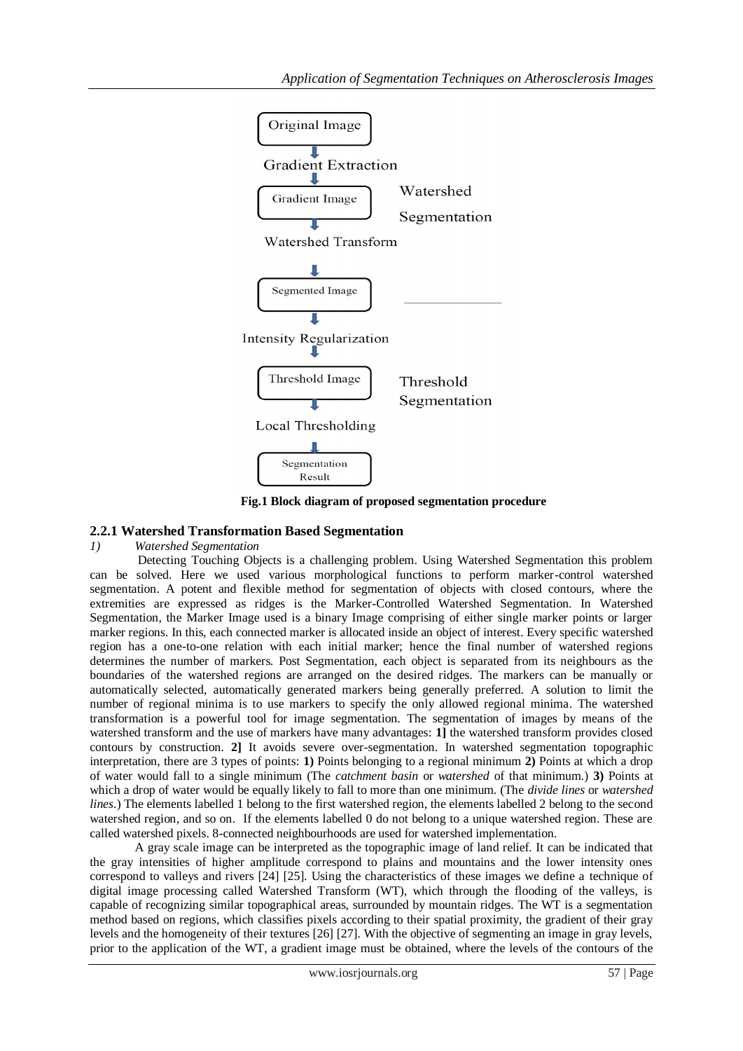Original Image

Gradient Extraction

Gradient Image

Watershed Segmentation

Watershed Transform

Segmented Image

Intensity Regularization

Threshold Image

Threshold Segmentation

Local Thresholding

Segmentation Result

**Fig.1 Block diagram of proposed segmentation procedure**

### 2.2.1 Watershed Transformation Based Segmentation

*1) Watershed Segmentation*

Detecting Touching Objects is a challenging problem. Using Watershed Segmentation this problem can be solved. Here we used various morphological functions to perform marker-control watershed segmentation. A potent and flexible method for segmentation of objects with closed contours, where the extremities are expressed as ridges is the Marker-Controlled Watershed Segmentation. In Watershed Segmentation, the Marker Image used is a binary Image comprising of either single marker points or larger marker regions. In this, each connected marker is allocated inside an object of interest. Every specific watershed region has a one-to-one relation with each initial marker; hence the final number of watershed regions determines the number of markers. Post Segmentation, each object is separated from its neighbours as the boundaries of the watershed regions are arranged on the desired ridges. The markers can be manually or automatically selected, automatically generated markers being generally preferred. A solution to limit the number of regional minima is to use markers to specify the only allowed regional minima. The watershed transformation is a powerful tool for image segmentation. The segmentation of images by means of the watershed transform and the use of markers have many advantages: **1]** the watershed transform provides closed contours by construction. **2]** It avoids severe over-segmentation. In watershed segmentation topographic interpretation, there are 3 types of points: **1)** Points belonging to a regional minimum **2)** Points at which a drop of water would fall to a single minimum (The *catchment basin* or *watershed* of that minimum.) **3)** Points at which a drop of water would be equally likely to fall to more than one minimum. (The *divide lines* or *watershed lines*.) The elements labelled 1 belong to the first watershed region, the elements labelled 2 belong to the second watershed region, and so on. If the elements labelled 0 do not belong to a unique watershed region. These are called watershed pixels. 8-connected neighbourhoods are used for watershed implementation.

A gray scale image can be interpreted as the topographic image of land relief. It can be indicated that the gray intensities of higher amplitude correspond to plains and mountains and the lower intensity ones correspond to valleys and rivers [24] [25]. Using the characteristics of these images we define a technique of digital image processing called Watershed Transform (WT), which through the flooding of the valleys, is capable of recognizing similar topographical areas, surrounded by mountain ridges. The WT is a segmentation method based on regions, which classifies pixels according to their spatial proximity, the gradient of their gray levels and the homogeneity of their textures [26] [27]. With the objective of segmenting an image in gray levels, prior to the application of the WT, a gradient image must be obtained, where the levels of the contours of the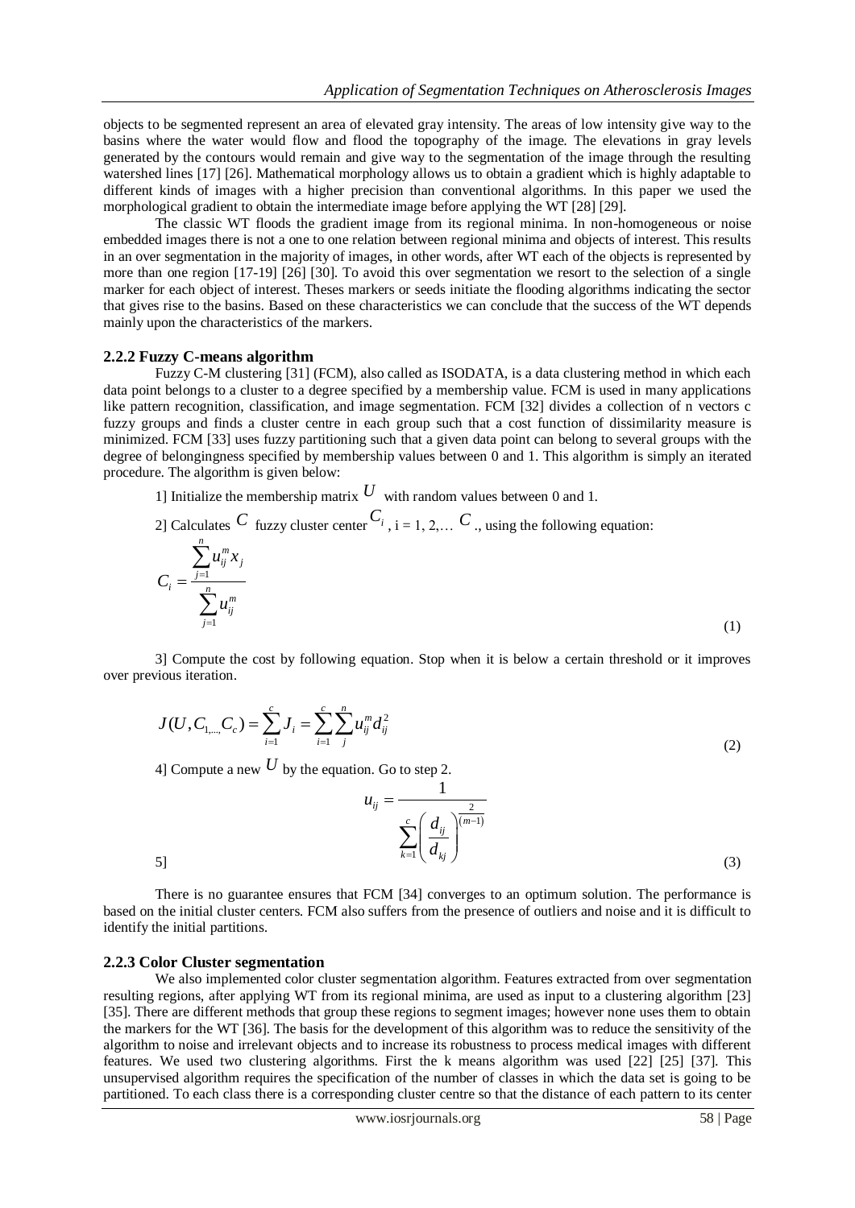objects to be segmented represent an area of elevated gray intensity. The areas of low intensity give way to the basins where the water would flow and flood the topography of the image. The elevations in gray levels generated by the contours would remain and give way to the segmentation of the image through the resulting watershed lines [17] [26]. Mathematical morphology allows us to obtain a gradient which is highly adaptable to different kinds of images with a higher precision than conventional algorithms. In this paper we used the morphological gradient to obtain the intermediate image before applying the WT [28] [29].

The classic WT floods the gradient image from its regional minima. In non-homogeneous or noise embedded images there is not a one to one relation between regional minima and objects of interest. This results in an over segmentation in the majority of images, in other words, after WT each of the objects is represented by more than one region [17-19] [26] [30]. To avoid this over segmentation we resort to the selection of a single marker for each object of interest. Theses markers or seeds initiate the flooding algorithms indicating the sector that gives rise to the basins. Based on these characteristics we can conclude that the success of the WT depends mainly upon the characteristics of the markers.

### 2.2.2 Fuzzy C-means algorithm

Fuzzy C-M clustering [31] (FCM), also called as ISODATA, is a data clustering method in which each data point belongs to a cluster to a degree specified by a membership value. FCM is used in many applications like pattern recognition, classification, and image segmentation. FCM [32] divides a collection of n vectors c fuzzy groups and finds a cluster centre in each group such that a cost function of dissimilarity measure is minimized. FCM [33] uses fuzzy partitioning such that a given data point can belong to several groups with the degree of belongingness specified by membership values between 0 and 1. This algorithm is simply an iterated procedure. The algorithm is given below:

1] Initialize the membership matrix $U$ with random values between 0 and 1.

2] Calculates $C$ fuzzy cluster center $C_i$, i = 1, 2,… $C$ ., using the following equation:

$$C_i = \frac{\sum_{j=1}^{n} u_{ij}^m x_j}{\sum_{j=1}^{n} u_{ij}^m} \tag{1}$$

3] Compute the cost by following equation. Stop when it is below a certain threshold or it improves over previous iteration.

$$J(U, C_{1,\ldots,} C_c) = \sum_{i=1}^{c} J_i = \sum_{i=1}^{c} \sum_{j}^{n} u_{ij}^m d_{ij}^2 \tag{2}$$

4] Compute a new $U$ by the equation. Go to step 2.

$$u_{ij} = \frac{1}{\sum_{k=1}^{c} \left( \frac{d_{ij}}{d_{kj}} \right)^{\frac{2}{(m-1)}}} \tag{3}$$

5]

There is no guarantee ensures that FCM [34] converges to an optimum solution. The performance is based on the initial cluster centers. FCM also suffers from the presence of outliers and noise and it is difficult to identify the initial partitions.

### 2.2.3 Color Cluster segmentation

We also implemented color cluster segmentation algorithm. Features extracted from over segmentation resulting regions, after applying WT from its regional minima, are used as input to a clustering algorithm [23] [35]. There are different methods that group these regions to segment images; however none uses them to obtain the markers for the WT [36]. The basis for the development of this algorithm was to reduce the sensitivity of the algorithm to noise and irrelevant objects and to increase its robustness to process medical images with different features. We used two clustering algorithms. First the k means algorithm was used [22] [25] [37]. This unsupervised algorithm requires the specification of the number of classes in which the data set is going to be partitioned. To each class there is a corresponding cluster centre so that the distance of each pattern to its center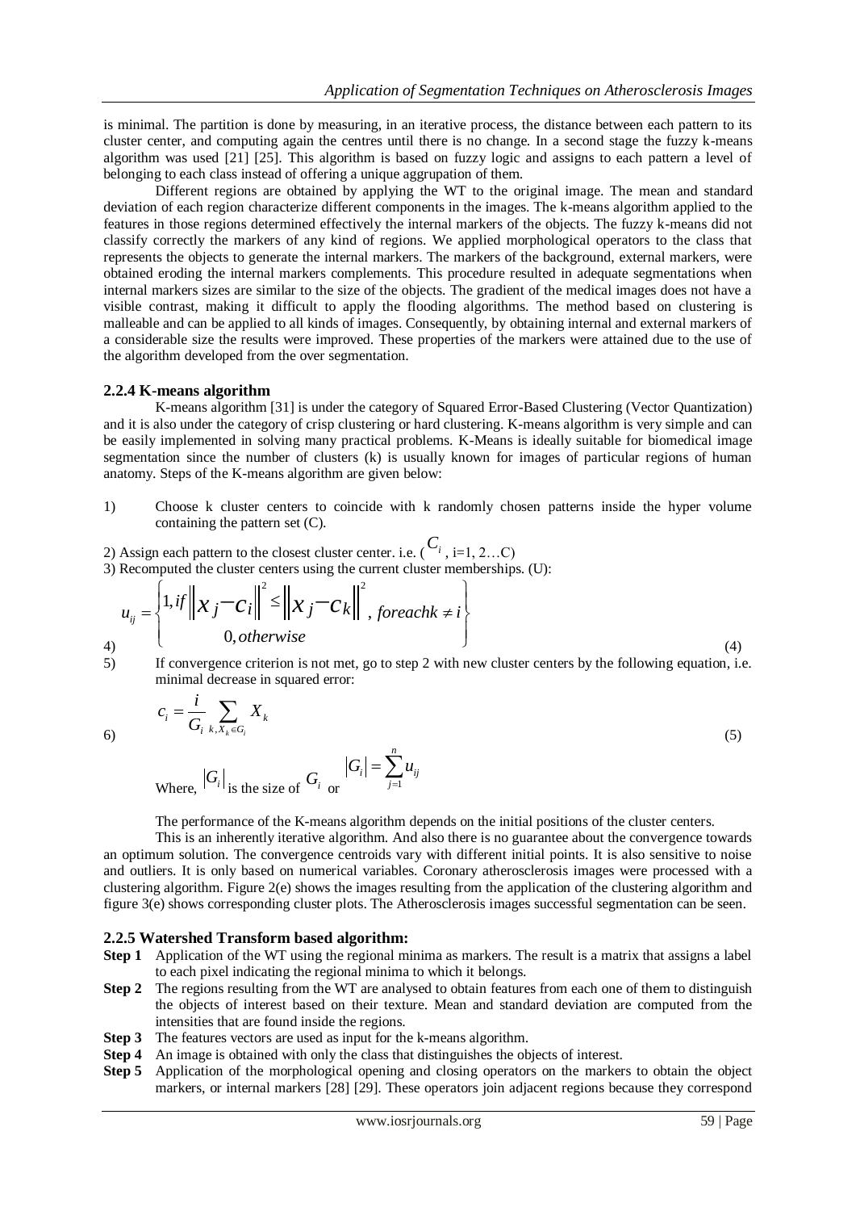is minimal. The partition is done by measuring, in an iterative process, the distance between each pattern to its cluster center, and computing again the centres until there is no change. In a second stage the fuzzy k-means algorithm was used [21] [25]. This algorithm is based on fuzzy logic and assigns to each pattern a level of belonging to each class instead of offering a unique aggrupation of them.

Different regions are obtained by applying the WT to the original image. The mean and standard deviation of each region characterize different components in the images. The k-means algorithm applied to the features in those regions determined effectively the internal markers of the objects. The fuzzy k-means did not classify correctly the markers of any kind of regions. We applied morphological operators to the class that represents the objects to generate the internal markers. The markers of the background, external markers, were obtained eroding the internal markers complements. This procedure resulted in adequate segmentations when internal markers sizes are similar to the size of the objects. The gradient of the medical images does not have a visible contrast, making it difficult to apply the flooding algorithms. The method based on clustering is malleable and can be applied to all kinds of images. Consequently, by obtaining internal and external markers of a considerable size the results were improved. These properties of the markers were attained due to the use of the algorithm developed from the over segmentation.

### 2.2.4 K-means algorithm

K-means algorithm [31] is under the category of Squared Error-Based Clustering (Vector Quantization) and it is also under the category of crisp clustering or hard clustering. K-means algorithm is very simple and can be easily implemented in solving many practical problems. K-Means is ideally suitable for biomedical image segmentation since the number of clusters (k) is usually known for images of particular regions of human anatomy. Steps of the K-means algorithm are given below:

1) Choose k cluster centers to coincide with k randomly chosen patterns inside the hyper volume containing the pattern set (C).

2) Assign each pattern to the closest cluster center. i.e. ($C_i$, i=1, 2…C)

3) Recomputed the cluster centers using the current cluster memberships. (U):

4)
$$u_{ij} = \begin{cases} 1, if \left\| x_j - c_i \right\|^2 \leq \left\| x_j - c_k \right\|^2, foreach k \neq i \\ 0, otherwise \end{cases} \tag{4}$$

5) If convergence criterion is not met, go to step 2 with new cluster centers by the following equation, i.e. minimal decrease in squared error:

6)
$$c_i = \frac{i}{G_i} \sum_{k, X_k \in G_i} X_k \tag{5}$$

Where, $|G_i|$ is the size of $G_i$ or $|G_i| = \sum_{j=1}^{n} u_{ij}$

The performance of the K-means algorithm depends on the initial positions of the cluster centers.

This is an inherently iterative algorithm. And also there is no guarantee about the convergence towards an optimum solution. The convergence centroids vary with different initial points. It is also sensitive to noise and outliers. It is only based on numerical variables. Coronary atherosclerosis images were processed with a clustering algorithm. Figure 2(e) shows the images resulting from the application of the clustering algorithm and figure 3(e) shows corresponding cluster plots. The Atherosclerosis images successful segmentation can be seen.

### 2.2.5 Watershed Transform based algorithm:

**Step 1** Application of the WT using the regional minima as markers. The result is a matrix that assigns a label to each pixel indicating the regional minima to which it belongs.

**Step 2** The regions resulting from the WT are analysed to obtain features from each one of them to distinguish the objects of interest based on their texture. Mean and standard deviation are computed from the intensities that are found inside the regions.

**Step 3** The features vectors are used as input for the k-means algorithm.

**Step 4** An image is obtained with only the class that distinguishes the objects of interest.

**Step 5** Application of the morphological opening and closing operators on the markers to obtain the object markers, or internal markers [28] [29]. These operators join adjacent regions because they correspond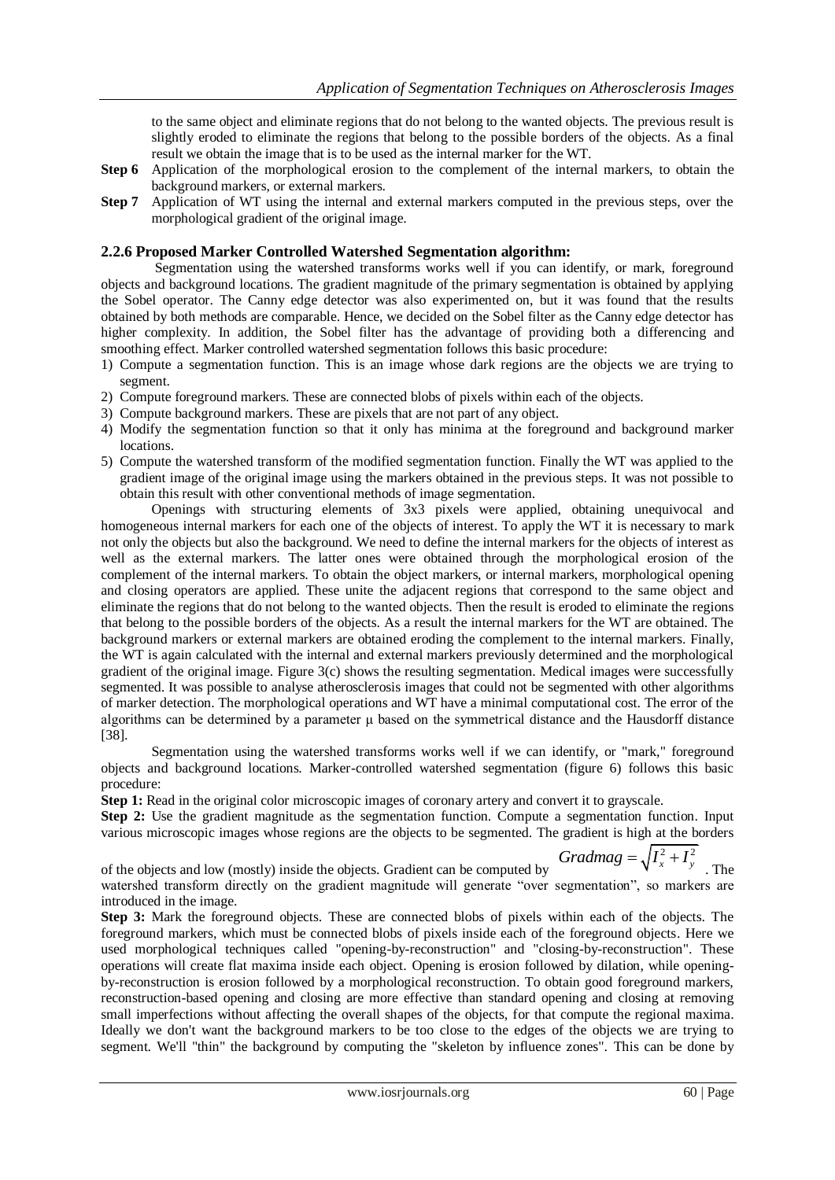to the same object and eliminate regions that do not belong to the wanted objects. The previous result is slightly eroded to eliminate the regions that belong to the possible borders of the objects. As a final result we obtain the image that is to be used as the internal marker for the WT.

**Step 6** Application of the morphological erosion to the complement of the internal markers, to obtain the background markers, or external markers.

**Step 7** Application of WT using the internal and external markers computed in the previous steps, over the morphological gradient of the original image.

### 2.2.6 Proposed Marker Controlled Watershed Segmentation algorithm:

Segmentation using the watershed transforms works well if you can identify, or mark, foreground objects and background locations. The gradient magnitude of the primary segmentation is obtained by applying the Sobel operator. The Canny edge detector was also experimented on, but it was found that the results obtained by both methods are comparable. Hence, we decided on the Sobel filter as the Canny edge detector has higher complexity. In addition, the Sobel filter has the advantage of providing both a differencing and smoothing effect. Marker controlled watershed segmentation follows this basic procedure:

1) Compute a segmentation function. This is an image whose dark regions are the objects we are trying to segment.
2) Compute foreground markers. These are connected blobs of pixels within each of the objects.
3) Compute background markers. These are pixels that are not part of any object.
4) Modify the segmentation function so that it only has minima at the foreground and background marker locations.
5) Compute the watershed transform of the modified segmentation function. Finally the WT was applied to the gradient image of the original image using the markers obtained in the previous steps. It was not possible to obtain this result with other conventional methods of image segmentation.

Openings with structuring elements of 3x3 pixels were applied, obtaining unequivocal and homogeneous internal markers for each one of the objects of interest. To apply the WT it is necessary to mark not only the objects but also the background. We need to define the internal markers for the objects of interest as well as the external markers. The latter ones were obtained through the morphological erosion of the complement of the internal markers. To obtain the object markers, or internal markers, morphological opening and closing operators are applied. These unite the adjacent regions that correspond to the same object and eliminate the regions that do not belong to the wanted objects. Then the result is eroded to eliminate the regions that belong to the possible borders of the objects. As a result the internal markers for the WT are obtained. The background markers or external markers are obtained eroding the complement to the internal markers. Finally, the WT is again calculated with the internal and external markers previously determined and the morphological gradient of the original image. Figure 3(c) shows the resulting segmentation. Medical images were successfully segmented. It was possible to analyse atherosclerosis images that could not be segmented with other algorithms of marker detection. The morphological operations and WT have a minimal computational cost. The error of the algorithms can be determined by a parameter μ based on the symmetrical distance and the Hausdorff distance [38].

Segmentation using the watershed transforms works well if we can identify, or "mark," foreground objects and background locations. Marker-controlled watershed segmentation (figure 6) follows this basic procedure:

**Step 1:** Read in the original color microscopic images of coronary artery and convert it to grayscale.

**Step 2:** Use the gradient magnitude as the segmentation function. Compute a segmentation function. Input various microscopic images whose regions are the objects to be segmented. The gradient is high at the borders of the objects and low (mostly) inside the objects. Gradient can be computed by $Gradmag = \sqrt{I_x^2 + I_y^2}$. The watershed transform directly on the gradient magnitude will generate "over segmentation", so markers are introduced in the image.

**Step 3:** Mark the foreground objects. These are connected blobs of pixels within each of the objects. The foreground markers, which must be connected blobs of pixels inside each of the foreground objects. Here we used morphological techniques called "opening-by-reconstruction" and "closing-by-reconstruction". These operations will create flat maxima inside each object. Opening is erosion followed by dilation, while opening-by-reconstruction is erosion followed by a morphological reconstruction. To obtain good foreground markers, reconstruction-based opening and closing are more effective than standard opening and closing at removing small imperfections without affecting the overall shapes of the objects, for that compute the regional maxima. Ideally we don't want the background markers to be too close to the edges of the objects we are trying to segment. We'll "thin" the background by computing the "skeleton by influence zones". This can be done by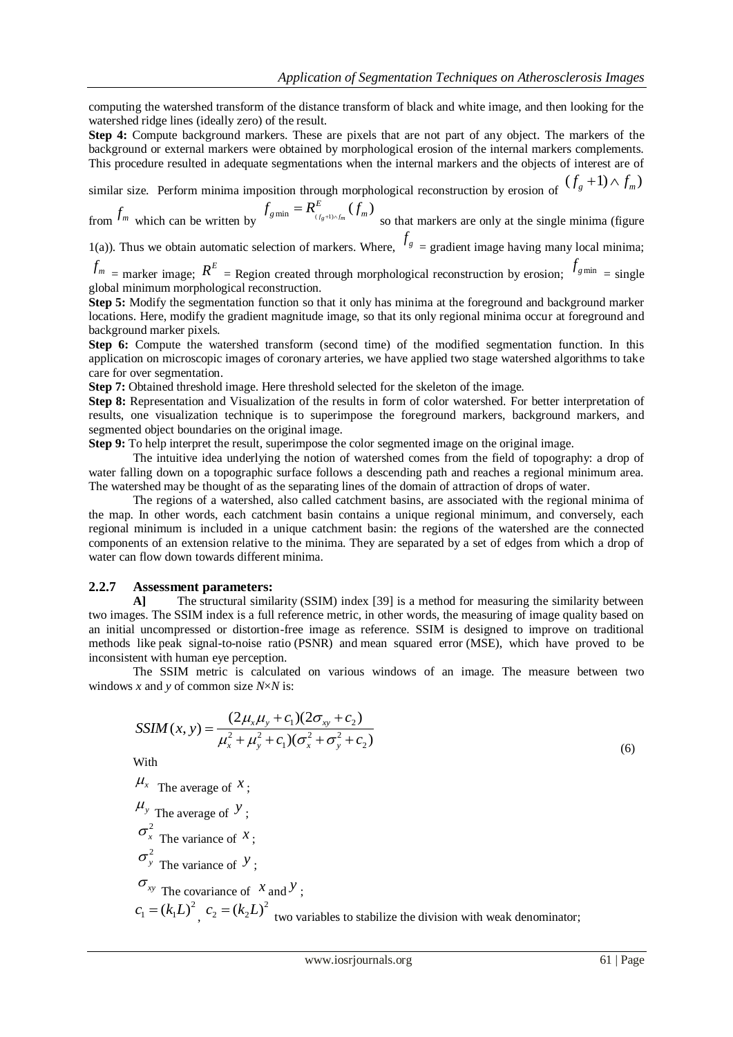computing the watershed transform of the distance transform of black and white image, and then looking for the watershed ridge lines (ideally zero) of the result.

**Step 4:** Compute background markers. These are pixels that are not part of any object. The markers of the background or external markers were obtained by morphological erosion of the internal markers complements. This procedure resulted in adequate segmentations when the internal markers and the objects of interest are of similar size. Perform minima imposition through morphological reconstruction by erosion of $(f_g + 1) \wedge f_m)$ from $f_m$ which can be written by $f_{g\min} = R^E_{(f_g+1)\wedge f_m}(f_m)$ so that markers are only at the single minima (figure 1(a)). Thus we obtain automatic selection of markers. Where, $f_g$ = gradient image having many local minima; $f_m$ = marker image; $R^E$ = Region created through morphological reconstruction by erosion; $f_{g\min}$ = single global minimum morphological reconstruction.

**Step 5:** Modify the segmentation function so that it only has minima at the foreground and background marker locations. Here, modify the gradient magnitude image, so that its only regional minima occur at foreground and background marker pixels.

**Step 6:** Compute the watershed transform (second time) of the modified segmentation function. In this application on microscopic images of coronary arteries, we have applied two stage watershed algorithms to take care for over segmentation.

**Step 7:** Obtained threshold image. Here threshold selected for the skeleton of the image.

**Step 8:** Representation and Visualization of the results in form of color watershed. For better interpretation of results, one visualization technique is to superimpose the foreground markers, background markers, and segmented object boundaries on the original image.

**Step 9:** To help interpret the result, superimpose the color segmented image on the original image.

The intuitive idea underlying the notion of watershed comes from the field of topography: a drop of water falling down on a topographic surface follows a descending path and reaches a regional minimum area. The watershed may be thought of as the separating lines of the domain of attraction of drops of water.

The regions of a watershed, also called catchment basins, are associated with the regional minima of the map. In other words, each catchment basin contains a unique regional minimum, and conversely, each regional minimum is included in a unique catchment basin: the regions of the watershed are the connected components of an extension relative to the minima. They are separated by a set of edges from which a drop of water can flow down towards different minima.

### 2.2.7 Assessment parameters:

**A]** The structural similarity (SSIM) index [39] is a method for measuring the similarity between two images. The SSIM index is a full reference metric, in other words, the measuring of image quality based on an initial uncompressed or distortion-free image as reference. SSIM is designed to improve on traditional methods like peak signal-to-noise ratio (PSNR) and mean squared error (MSE), which have proved to be inconsistent with human eye perception.

The SSIM metric is calculated on various windows of an image. The measure between two windows *x* and *y* of common size *N*×*N* is:

$$SSIM(x, y) = \frac{(2\mu_x\mu_y + c_1)(2\sigma_{xy} + c_2)}{\mu_x^2 + \mu_y^2 + c_1)(\sigma_x^2 + \sigma_y^2 + c_2)} \tag{6}$$

With

$\mu_x$ The average of $x$;

$\mu_y$ The average of $y$;

$\sigma_x^2$ The variance of $x$;

$\sigma_y^2$ The variance of $y$;

$\sigma_{xy}$ The covariance of $x$ and $y$;

$c_1 = (k_1L)^2$, $c_2 = (k_2L)^2$ two variables to stabilize the division with weak denominator;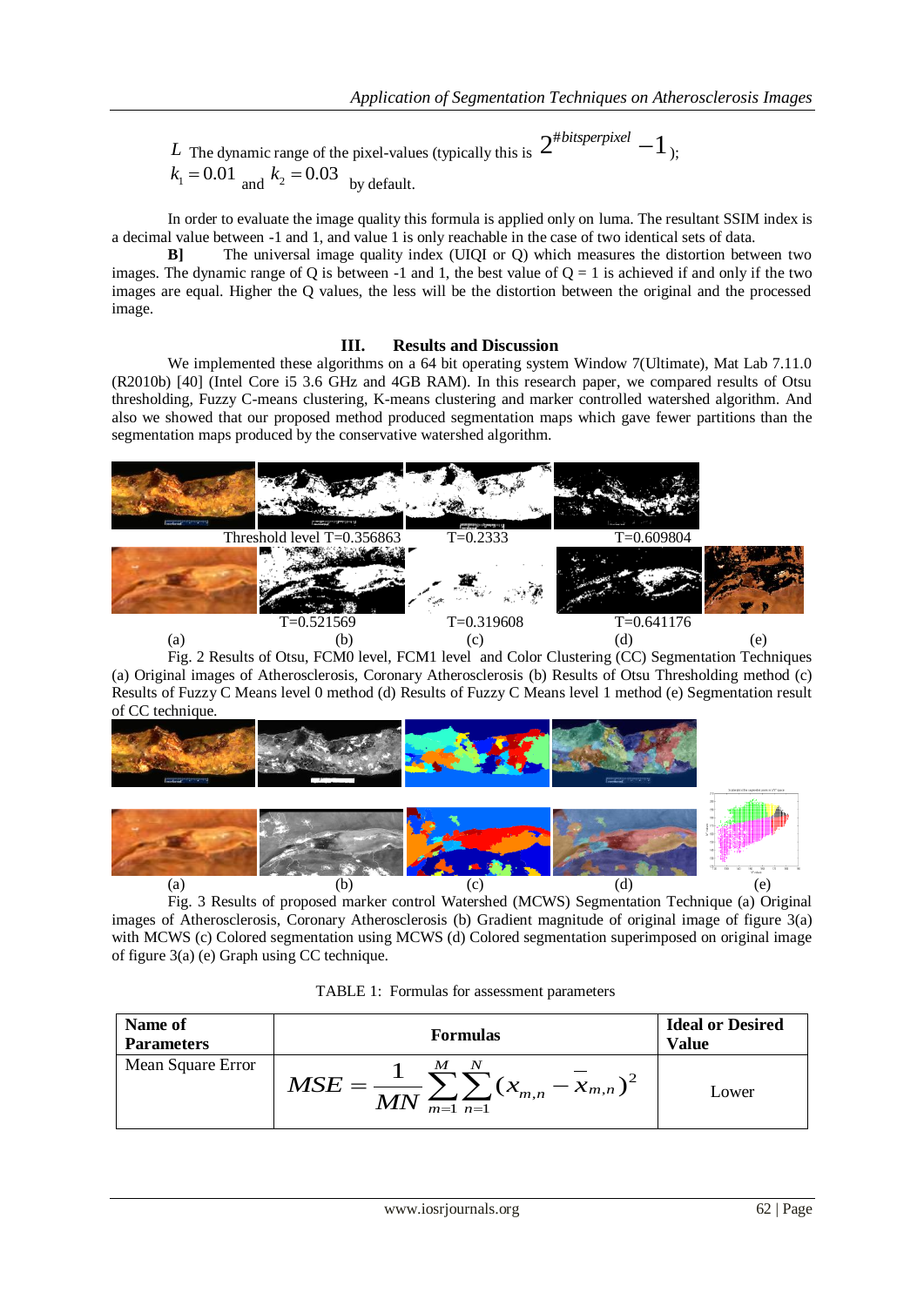$L$ The dynamic range of the pixel-values (typically this is $2^{\#bitsperpixel} - 1$);
$k_1 = 0.01$ and $k_2 = 0.03$ by default.

In order to evaluate the image quality this formula is applied only on luma. The resultant SSIM index is a decimal value between -1 and 1, and value 1 is only reachable in the case of two identical sets of data.

**B]** The universal image quality index (UIQI or Q) which measures the distortion between two images. The dynamic range of Q is between -1 and 1, the best value of Q = 1 is achieved if and only if the two images are equal. Higher the Q values, the less will be the distortion between the original and the processed image.

## III. Results and Discussion

We implemented these algorithms on a 64 bit operating system Window 7(Ultimate), Mat Lab 7.11.0 (R2010b) [40] (Intel Core i5 3.6 GHz and 4GB RAM). In this research paper, we compared results of Otsu thresholding, Fuzzy C-means clustering, K-means clustering and marker controlled watershed algorithm. And also we showed that our proposed method produced segmentation maps which gave fewer partitions than the segmentation maps produced by the conservative watershed algorithm.

Threshold level T=0.356863 T=0.2333 T=0.609804

T=0.521569 T=0.319608 T=0.641176

(a) (b) (c) (d) (e)

Fig. 2 Results of Otsu, FCM0 level, FCM1 level and Color Clustering (CC) Segmentation Techniques (a) Original images of Atherosclerosis, Coronary Atherosclerosis (b) Results of Otsu Thresholding method (c) Results of Fuzzy C Means level 0 method (d) Results of Fuzzy C Means level 1 method (e) Segmentation result of CC technique.

(a) (b) (c) (d) (e)

Fig. 3 Results of proposed marker control Watershed (MCWS) Segmentation Technique (a) Original images of Atherosclerosis, Coronary Atherosclerosis (b) Gradient magnitude of original image of figure 3(a) with MCWS (c) Colored segmentation using MCWS (d) Colored segmentation superimposed on original image of figure 3(a) (e) Graph using CC technique.

TABLE 1: Formulas for assessment parameters

| Name of Parameters | Formulas | Ideal or Desired Value |
|---|---|---|
| Mean Square Error | $MSE = \frac{1}{MN}\sum_{m=1}^{M}\sum_{n=1}^{N}(x_{m,n} - \bar{x}_{m,n})^2$ | Lower |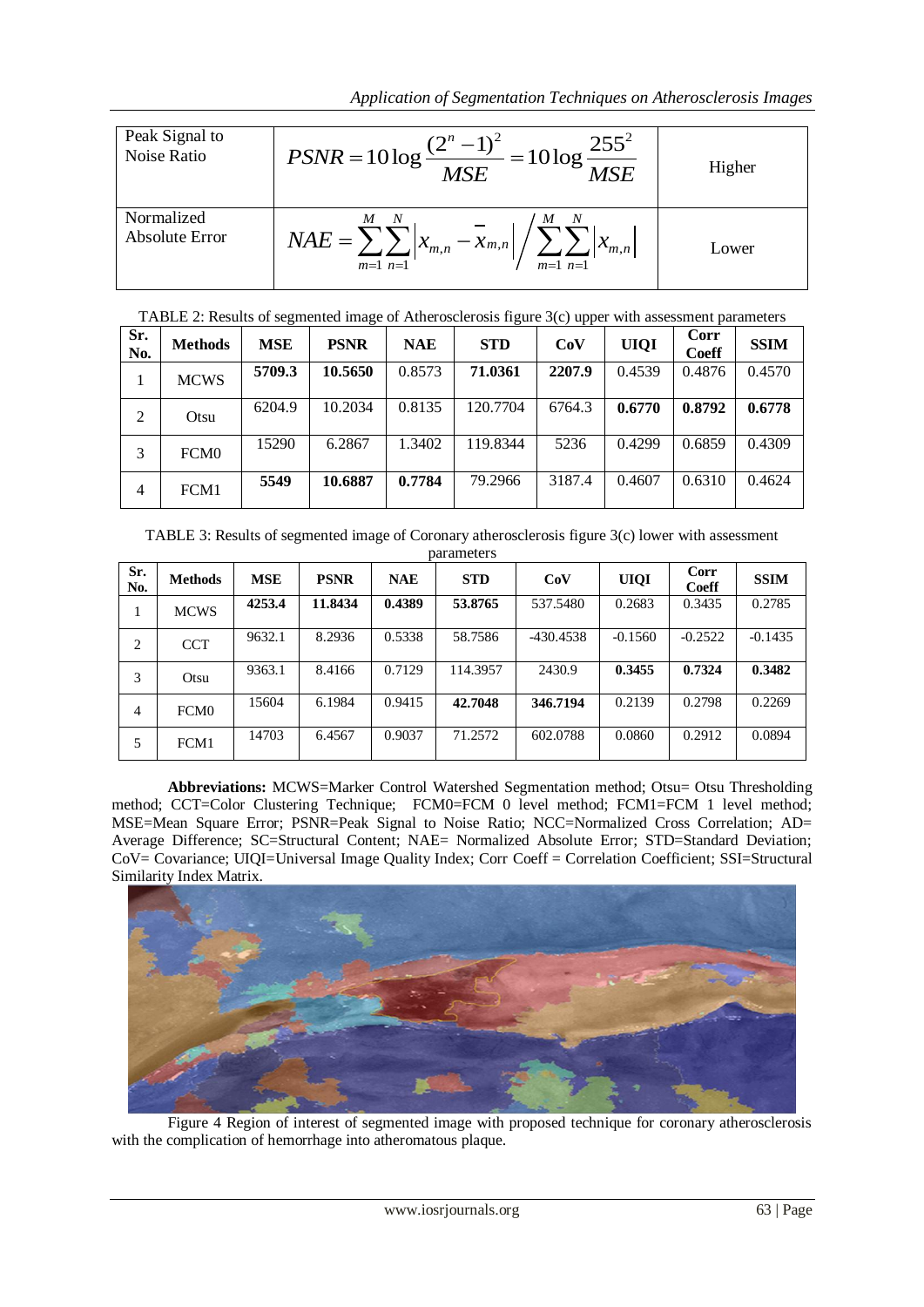| Peak Signal to Noise Ratio | $PSNR = 10\log\frac{(2^n-1)^2}{MSE} = 10\log\frac{255^2}{MSE}$ | Higher |
|---|---|---|
| Normalized Absolute Error | $NAE = \sum_{m=1}^{M}\sum_{n=1}^{N}\left\|x_{m,n} - \overline{x}_{m,n}\right\| \Big/ \sum_{m=1}^{M}\sum_{n=1}^{N}\left\|x_{m,n}\right\|$ | Lower |

TABLE 2: Results of segmented image of Atherosclerosis figure 3(c) upper with assessment parameters

| Sr. No. | Methods | MSE | PSNR | NAE | STD | CoV | UIQI | Corr Coeff | SSIM |
|---|---|---|---|---|---|---|---|---|---|
| 1 | MCWS | **5709.3** | **10.5650** | 0.8573 | **71.0361** | **2207.9** | 0.4539 | 0.4876 | 0.4570 |
| 2 | Otsu | 6204.9 | 10.2034 | 0.8135 | 120.7704 | 6764.3 | **0.6770** | **0.8792** | **0.6778** |
| 3 | FCM0 | 15290 | 6.2867 | 1.3402 | 119.8344 | 5236 | 0.4299 | 0.6859 | 0.4309 |
| 4 | FCM1 | **5549** | **10.6887** | **0.7784** | 79.2966 | 3187.4 | 0.4607 | 0.6310 | 0.4624 |

TABLE 3: Results of segmented image of Coronary atherosclerosis figure 3(c) lower with assessment parameters

| Sr. No. | Methods | MSE | PSNR | NAE | STD | CoV | UIQI | Corr Coeff | SSIM |
|---|---|---|---|---|---|---|---|---|---|
| 1 | MCWS | **4253.4** | **11.8434** | **0.4389** | **53.8765** | 537.5480 | 0.2683 | 0.3435 | 0.2785 |
| 2 | CCT | 9632.1 | 8.2936 | 0.5338 | 58.7586 | -430.4538 | -0.1560 | -0.2522 | -0.1435 |
| 3 | Otsu | 9363.1 | 8.4166 | 0.7129 | 114.3957 | 2430.9 | **0.3455** | **0.7324** | **0.3482** |
| 4 | FCM0 | 15604 | 6.1984 | 0.9415 | **42.7048** | **346.7194** | 0.2139 | 0.2798 | 0.2269 |
| 5 | FCM1 | 14703 | 6.4567 | 0.9037 | 71.2572 | 602.0788 | 0.0860 | 0.2912 | 0.0894 |

**Abbreviations:** MCWS=Marker Control Watershed Segmentation method; Otsu= Otsu Thresholding method; CCT=Color Clustering Technique; FCM0=FCM 0 level method; FCM1=FCM 1 level method; MSE=Mean Square Error; PSNR=Peak Signal to Noise Ratio; NCC=Normalized Cross Correlation; AD= Average Difference; SC=Structural Content; NAE= Normalized Absolute Error; STD=Standard Deviation; CoV= Covariance; UIQI=Universal Image Quality Index; Corr Coeff = Correlation Coefficient; SSI=Structural Similarity Index Matrix.

Figure 4 Region of interest of segmented image with proposed technique for coronary atherosclerosis with the complication of hemorrhage into atheromatous plaque.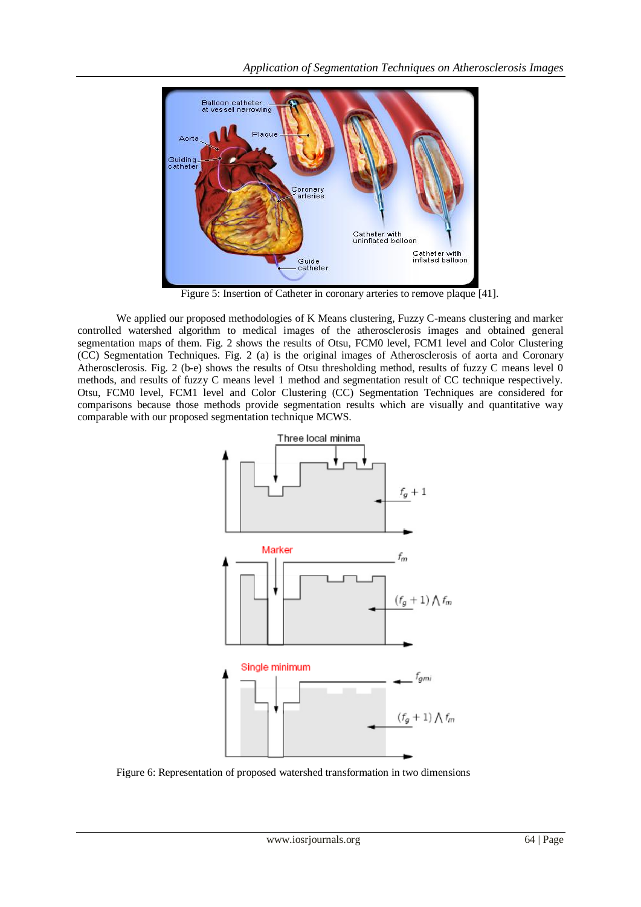Figure 5: Insertion of Catheter in coronary arteries to remove plaque [41].

We applied our proposed methodologies of K Means clustering, Fuzzy C-means clustering and marker controlled watershed algorithm to medical images of the atherosclerosis images and obtained general segmentation maps of them. Fig. 2 shows the results of Otsu, FCM0 level, FCM1 level and Color Clustering (CC) Segmentation Techniques. Fig. 2 (a) is the original images of Atherosclerosis of aorta and Coronary Atherosclerosis. Fig. 2 (b-e) shows the results of Otsu thresholding method, results of fuzzy C means level 0 methods, and results of fuzzy C means level 1 method and segmentation result of CC technique respectively. Otsu, FCM0 level, FCM1 level and Color Clustering (CC) Segmentation Techniques are considered for comparisons because those methods provide segmentation results which are visually and quantitative way comparable with our proposed segmentation technique MCWS.

Figure 6: Representation of proposed watershed transformation in two dimensions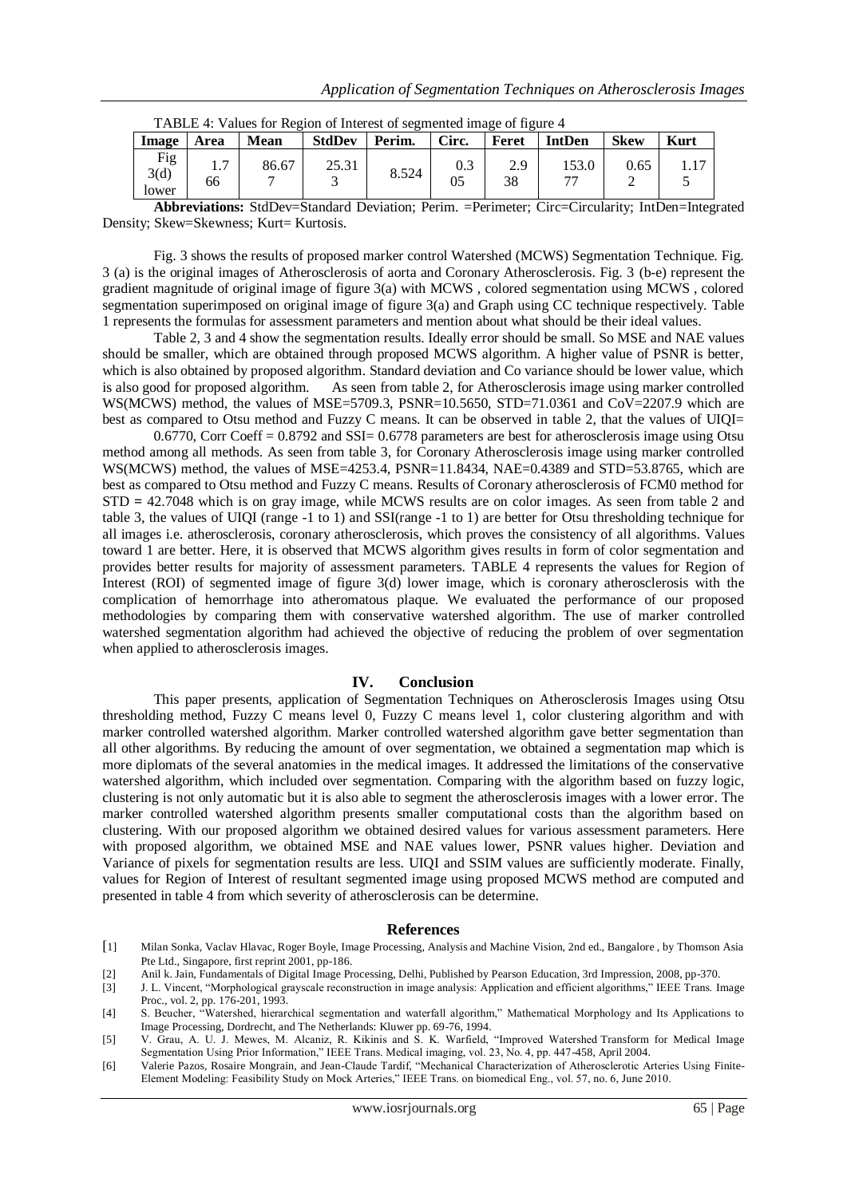TABLE 4: Values for Region of Interest of segmented image of figure 4

| Image | Area | Mean | StdDev | Perim. | Circ. | Feret | IntDen | Skew | Kurt |
|---|---|---|---|---|---|---|---|---|---|
| Fig 3(d) lower | 1.766 | 86.677 | 25.313 | 8.524 | 0.305 | 2.938 | 153.077 | 0.652 | 1.175 |

**Abbreviations:** StdDev=Standard Deviation; Perim. =Perimeter; Circ=Circularity; IntDen=Integrated Density; Skew=Skewness; Kurt= Kurtosis.

Fig. 3 shows the results of proposed marker control Watershed (MCWS) Segmentation Technique. Fig. 3 (a) is the original images of Atherosclerosis of aorta and Coronary Atherosclerosis. Fig. 3 (b-e) represent the gradient magnitude of original image of figure 3(a) with MCWS , colored segmentation using MCWS , colored segmentation superimposed on original image of figure 3(a) and Graph using CC technique respectively. Table 1 represents the formulas for assessment parameters and mention about what should be their ideal values.

Table 2, 3 and 4 show the segmentation results. Ideally error should be small. So MSE and NAE values should be smaller, which are obtained through proposed MCWS algorithm. A higher value of PSNR is better, which is also obtained by proposed algorithm. Standard deviation and Co variance should be lower value, which is also good for proposed algorithm. As seen from table 2, for Atherosclerosis image using marker controlled WS(MCWS) method, the values of MSE=5709.3, PSNR=10.5650, STD=71.0361 and CoV=2207.9 which are best as compared to Otsu method and Fuzzy C means. It can be observed in table 2, that the values of UIQI= 0.6770, Corr Coeff = 0.8792 and SSI= 0.6778 parameters are best for atherosclerosis image using Otsu method among all methods. As seen from table 3, for Coronary Atherosclerosis image using marker controlled WS(MCWS) method, the values of MSE=4253.4, PSNR=11.8434, NAE=0.4389 and STD=53.8765, which are best as compared to Otsu method and Fuzzy C means. Results of Coronary atherosclerosis of FCM0 method for STD = 42.7048 which is on gray image, while MCWS results are on color images. As seen from table 2 and table 3, the values of UIQI (range -1 to 1) and SSI(range -1 to 1) are better for Otsu thresholding technique for all images i.e. atherosclerosis, coronary atherosclerosis, which proves the consistency of all algorithms. Values toward 1 are better. Here, it is observed that MCWS algorithm gives results in form of color segmentation and provides better results for majority of assessment parameters. TABLE 4 represents the values for Region of Interest (ROI) of segmented image of figure 3(d) lower image, which is coronary atherosclerosis with the complication of hemorrhage into atheromatous plaque. We evaluated the performance of our proposed methodologies by comparing them with conservative watershed algorithm. The use of marker controlled watershed segmentation algorithm had achieved the objective of reducing the problem of over segmentation when applied to atherosclerosis images.

## IV. Conclusion

This paper presents, application of Segmentation Techniques on Atherosclerosis Images using Otsu thresholding method, Fuzzy C means level 0, Fuzzy C means level 1, color clustering algorithm and with marker controlled watershed algorithm. Marker controlled watershed algorithm gave better segmentation than all other algorithms. By reducing the amount of over segmentation, we obtained a segmentation map which is more diplomats of the several anatomies in the medical images. It addressed the limitations of the conservative watershed algorithm, which included over segmentation. Comparing with the algorithm based on fuzzy logic, clustering is not only automatic but it is also able to segment the atherosclerosis images with a lower error. The marker controlled watershed algorithm presents smaller computational costs than the algorithm based on clustering. With our proposed algorithm we obtained desired values for various assessment parameters. Here with proposed algorithm, we obtained MSE and NAE values lower, PSNR values higher. Deviation and Variance of pixels for segmentation results are less. UIQI and SSIM values are sufficiently moderate. Finally, values for Region of Interest of resultant segmented image using proposed MCWS method are computed and presented in table 4 from which severity of atherosclerosis can be determine.

## References

[1] Milan Sonka, Vaclav Hlavac, Roger Boyle, Image Processing, Analysis and Machine Vision, 2nd ed., Bangalore , by Thomson Asia Pte Ltd., Singapore, first reprint 2001, pp-186.

[2] Anil k. Jain, Fundamentals of Digital Image Processing, Delhi, Published by Pearson Education, 3rd Impression, 2008, pp-370.

[3] J. L. Vincent, "Morphological grayscale reconstruction in image analysis: Application and efficient algorithms," IEEE Trans. Image Proc., vol. 2, pp. 176-201, 1993.

[4] S. Beucher, "Watershed, hierarchical segmentation and waterfall algorithm," Mathematical Morphology and Its Applications to Image Processing, Dordrecht, and The Netherlands: Kluwer pp. 69-76, 1994.

[5] V. Grau, A. U. J. Mewes, M. Alcaniz, R. Kikinis and S. K. Warfield, "Improved Watershed Transform for Medical Image Segmentation Using Prior Information," IEEE Trans. Medical imaging, vol. 23, No. 4, pp. 447-458, April 2004.

[6] Valerie Pazos, Rosaire Mongrain, and Jean-Claude Tardif, "Mechanical Characterization of Atherosclerotic Arteries Using Finite-Element Modeling: Feasibility Study on Mock Arteries," IEEE Trans. on biomedical Eng., vol. 57, no. 6, June 2010.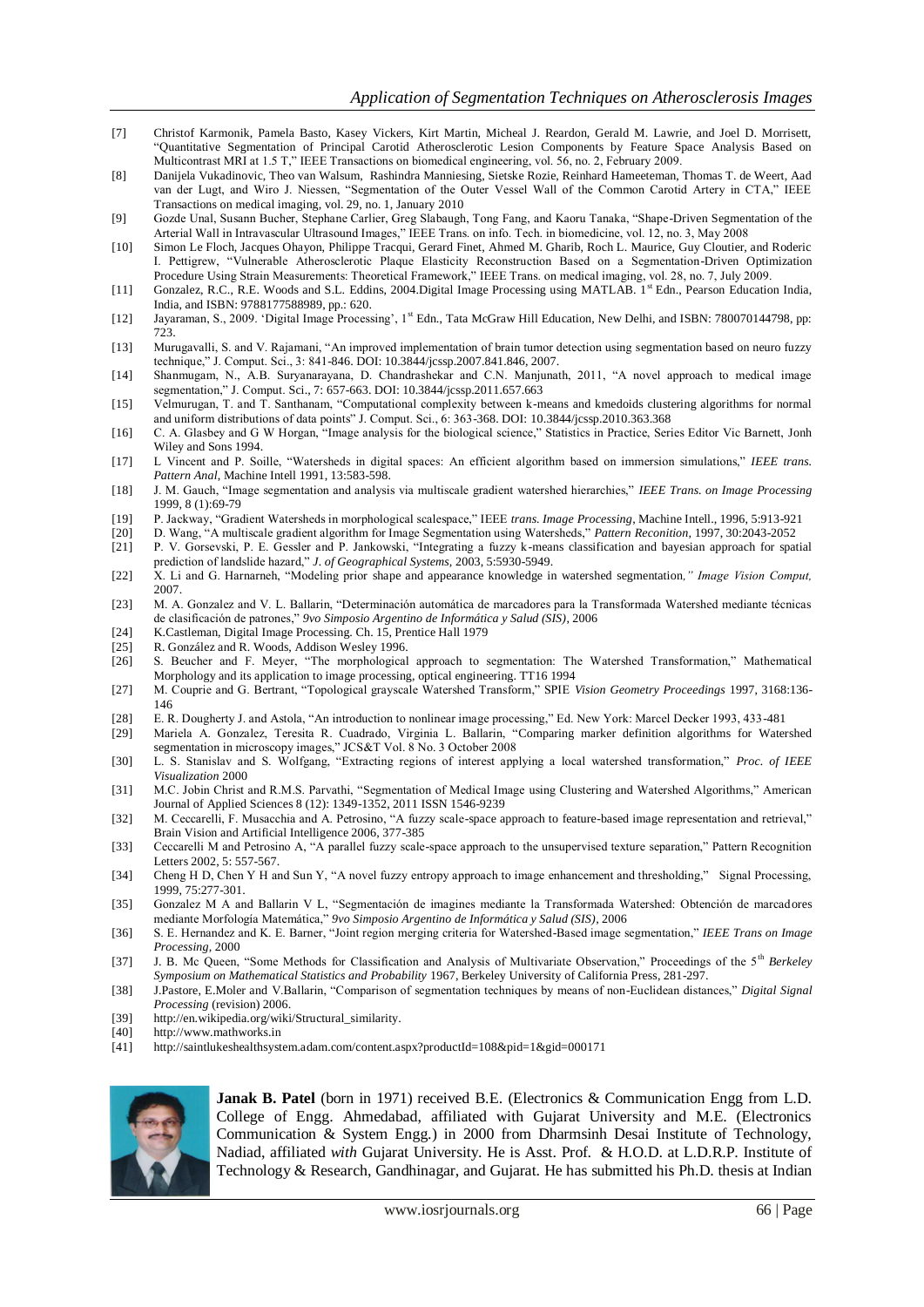[7] Christof Karmonik, Pamela Basto, Kasey Vickers, Kirt Martin, Micheal J. Reardon, Gerald M. Lawrie, and Joel D. Morrisett, "Quantitative Segmentation of Principal Carotid Atherosclerotic Lesion Components by Feature Space Analysis Based on Multicontrast MRI at 1.5 T," IEEE Transactions on biomedical engineering, vol. 56, no. 2, February 2009.

[8] Danijela Vukadinovic, Theo van Walsum, Rashindra Manniesing, Sietske Rozie, Reinhard Hameeteman, Thomas T. de Weert, Aad van der Lugt, and Wiro J. Niessen, "Segmentation of the Outer Vessel Wall of the Common Carotid Artery in CTA," IEEE Transactions on medical imaging, vol. 29, no. 1, January 2010

[9] Gozde Unal, Susann Bucher, Stephane Carlier, Greg Slabaugh, Tong Fang, and Kaoru Tanaka, "Shape-Driven Segmentation of the Arterial Wall in Intravascular Ultrasound Images," IEEE Trans. on info. Tech. in biomedicine, vol. 12, no. 3, May 2008

[10] Simon Le Floch, Jacques Ohayon, Philippe Tracqui, Gerard Finet, Ahmed M. Gharib, Roch L. Maurice, Guy Cloutier, and Roderic I. Pettigrew, "Vulnerable Atherosclerotic Plaque Elasticity Reconstruction Based on a Segmentation-Driven Optimization Procedure Using Strain Measurements: Theoretical Framework," IEEE Trans. on medical imaging, vol. 28, no. 7, July 2009.

[11] Gonzalez, R.C., R.E. Woods and S.L. Eddins, 2004.Digital Image Processing using MATLAB. 1st Edn., Pearson Education India, India, and ISBN: 9788177588989, pp.: 620.

[12] Jayaraman, S., 2009. 'Digital Image Processing', 1st Edn., Tata McGraw Hill Education, New Delhi, and ISBN: 780070144798, pp: 723.

[13] Murugavalli, S. and V. Rajamani, "An improved implementation of brain tumor detection using segmentation based on neuro fuzzy technique," J. Comput. Sci., 3: 841-846. DOI: 10.3844/jcssp.2007.841.846, 2007.

[14] Shanmugam, N., A.B. Suryanarayana, D. Chandrashekar and C.N. Manjunath, 2011, "A novel approach to medical image segmentation," J. Comput. Sci., 7: 657-663. DOI: 10.3844/jcssp.2011.657.663

[15] Velmurugan, T. and T. Santhanam, "Computational complexity between k-means and kmedoids clustering algorithms for normal and uniform distributions of data points" J. Comput. Sci., 6: 363-368. DOI: 10.3844/jcssp.2010.363.368

[16] C. A. Glasbey and G W Horgan, "Image analysis for the biological science," Statistics in Practice, Series Editor Vic Barnett, Jonh Wiley and Sons 1994.

[17] L Vincent and P. Soille, "Watersheds in digital spaces: An efficient algorithm based on immersion simulations," *IEEE trans. Pattern Anal,* Machine Intell 1991, 13:583-598.

[18] J. M. Gauch, "Image segmentation and analysis via multiscale gradient watershed hierarchies," *IEEE Trans. on Image Processing* 1999, 8 (1):69-79

[19] P. Jackway, "Gradient Watersheds in morphological scalespace," IEEE *trans. Image Processing*, Machine Intell., 1996, 5:913-921

[20] D. Wang, "A multiscale gradient algorithm for Image Segmentation using Watersheds," *Pattern Reconition,* 1997, 30:2043-2052

[21] P. V. Gorsevski, P. E. Gessler and P. Jankowski, "Integrating a fuzzy k-means classification and bayesian approach for spatial prediction of landslide hazard," *J. of Geographical Systems,* 2003, 5:5930-5949.

[22] X. Li and G. Harnarneh, "Modeling prior shape and appearance knowledge in watershed segmentation*," Image Vision Comput,* 2007.

[23] M. A. Gonzalez and V. L. Ballarin, "Determinación automática de marcadores para la Transformada Watershed mediante técnicas de clasificación de patrones," *9vo Simposio Argentino de Informática y Salud (SIS)*, 2006

[24] K.Castleman, Digital Image Processing. Ch. 15, Prentice Hall 1979

[25] R. González and R. Woods, Addison Wesley 1996.

[26] S. Beucher and F. Meyer, "The morphological approach to segmentation: The Watershed Transformation," Mathematical Morphology and its application to image processing, optical engineering. TT16 1994

[27] M. Couprie and G. Bertrant, "Topological grayscale Watershed Transform," SPIE *Vision Geometry Proceedings* 1997, 3168:136-146

[28] E. R. Dougherty J. and Astola, "An introduction to nonlinear image processing," Ed. New York: Marcel Decker 1993, 433-481

[29] Mariela A. Gonzalez, Teresita R. Cuadrado, Virginia L. Ballarin, "Comparing marker definition algorithms for Watershed segmentation in microscopy images," JCS&T Vol. 8 No. 3 October 2008

[30] L. S. Stanislav and S. Wolfgang, "Extracting regions of interest applying a local watershed transformation," *Proc. of IEEE Visualization* 2000

[31] M.C. Jobin Christ and R.M.S. Parvathi, "Segmentation of Medical Image using Clustering and Watershed Algorithms," American Journal of Applied Sciences 8 (12): 1349-1352, 2011 ISSN 1546-9239

[32] M. Ceccarelli, F. Musacchia and A. Petrosino, "A fuzzy scale-space approach to feature-based image representation and retrieval," Brain Vision and Artificial Intelligence 2006, 377-385

[33] Ceccarelli M and Petrosino A, "A parallel fuzzy scale-space approach to the unsupervised texture separation," Pattern Recognition Letters 2002, 5: 557-567.

[34] Cheng H D, Chen Y H and Sun Y, "A novel fuzzy entropy approach to image enhancement and thresholding," Signal Processing, 1999, 75:277-301.

[35] Gonzalez M A and Ballarin V L, "Segmentación de imagines mediante la Transformada Watershed: Obtención de marcadores mediante Morfología Matemática," *9vo Simposio Argentino de Informática y Salud (SIS)*, 2006

[36] S. E. Hernandez and K. E. Barner, "Joint region merging criteria for Watershed-Based image segmentation," *IEEE Trans on Image Processing,* 2000

[37] J. B. Mc Queen, "Some Methods for Classification and Analysis of Multivariate Observation," Proceedings of the 5th *Berkeley Symposium on Mathematical Statistics and Probability* 1967, Berkeley University of California Press, 281-297.

[38] J.Pastore, E.Moler and V.Ballarin, "Comparison of segmentation techniques by means of non-Euclidean distances," *Digital Signal Processing* (revision) 2006.

[39] http://en.wikipedia.org/wiki/Structural_similarity.

[40] http://www.mathworks.in

[41] http://saintlukeshealthsystem.adam.com/content.aspx?productId=108&pid=1&gid=000171

**Janak B. Patel** (born in 1971) received B.E. (Electronics & Communication Engg from L.D. College of Engg. Ahmedabad, affiliated with Gujarat University and M.E. (Electronics Communication & System Engg.) in 2000 from Dharmsinh Desai Institute of Technology, Nadiad, affiliated *with* Gujarat University. He is Asst. Prof. & H.O.D. at L.D.R.P. Institute of Technology & Research, Gandhinagar, and Gujarat. He has submitted his Ph.D. thesis at Indian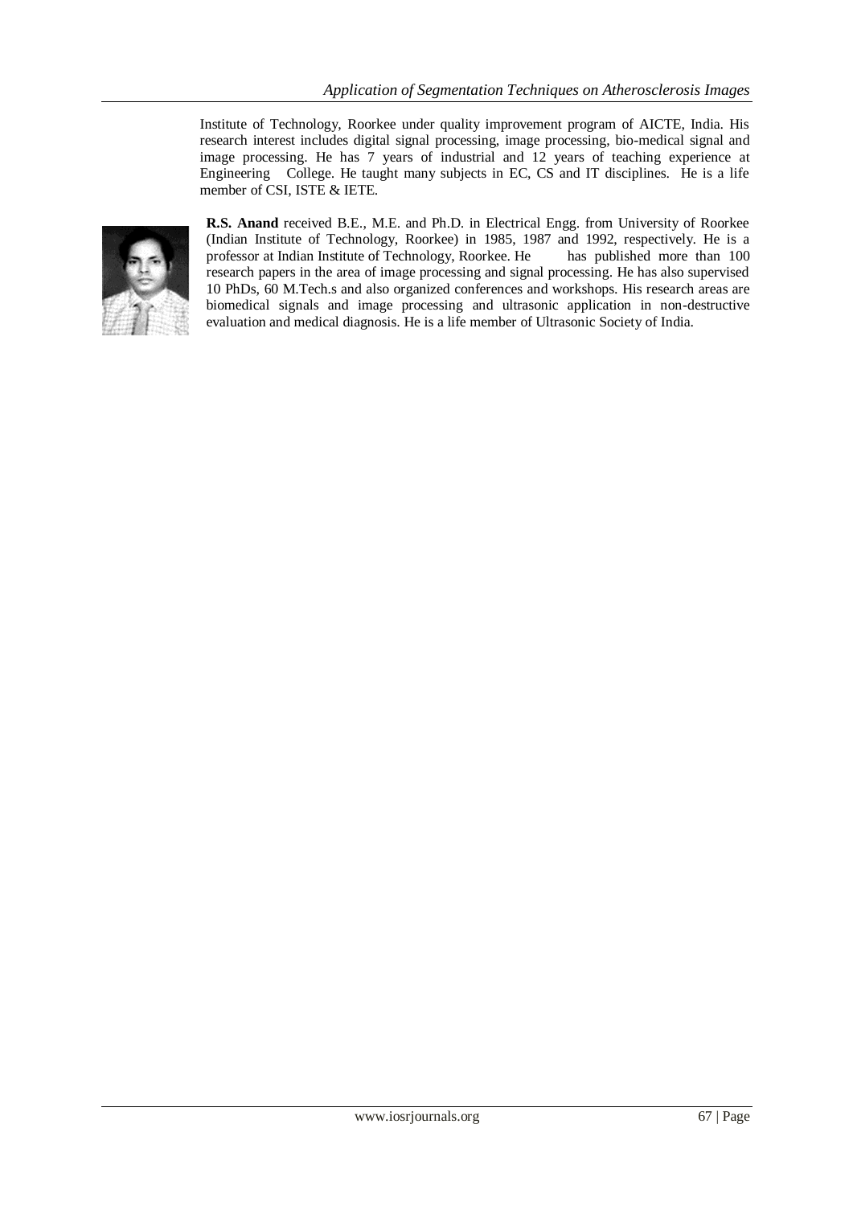Institute of Technology, Roorkee under quality improvement program of AICTE, India. His research interest includes digital signal processing, image processing, bio-medical signal and image processing. He has 7 years of industrial and 12 years of teaching experience at Engineering College. He taught many subjects in EC, CS and IT disciplines. He is a life member of CSI, ISTE & IETE.

**R.S. Anand** received B.E., M.E. and Ph.D. in Electrical Engg. from University of Roorkee (Indian Institute of Technology, Roorkee) in 1985, 1987 and 1992, respectively. He is a professor at Indian Institute of Technology, Roorkee. He has published more than 100 research papers in the area of image processing and signal processing. He has also supervised 10 PhDs, 60 M.Tech.s and also organized conferences and workshops. His research areas are biomedical signals and image processing and ultrasonic application in non-destructive evaluation and medical diagnosis. He is a life member of Ultrasonic Society of India.